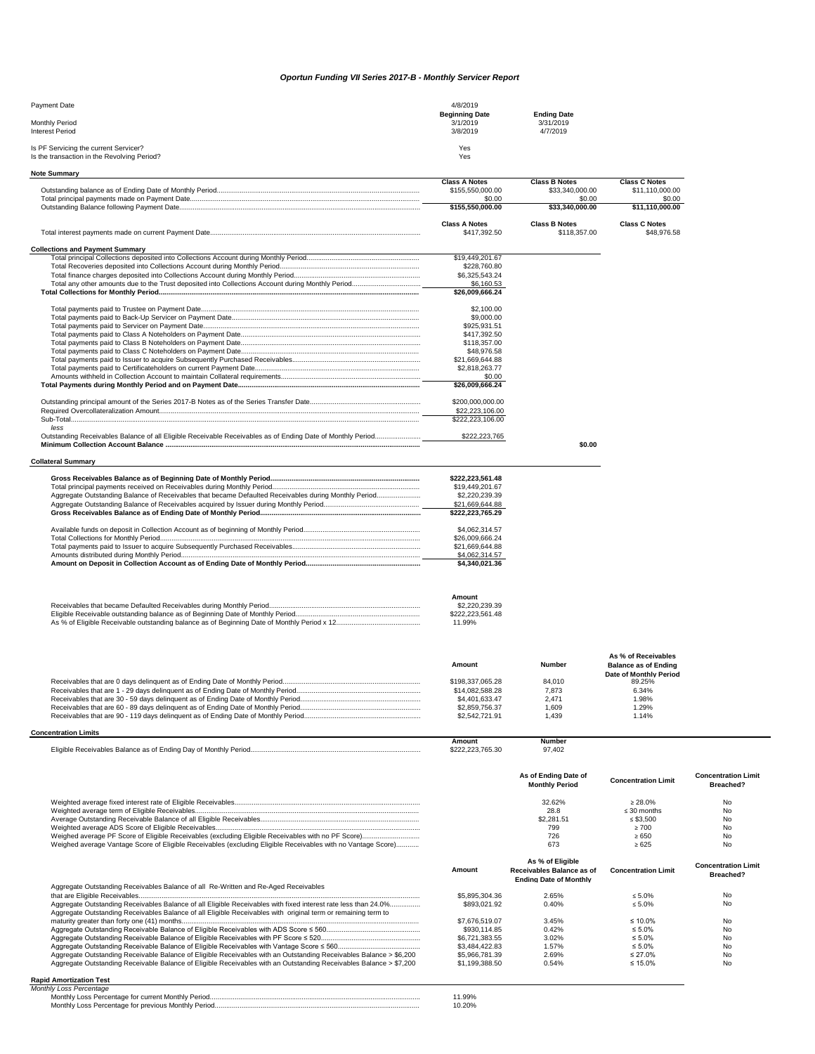## *Oportun Funding VII Series 2017-B - Monthly Servicer Report*

| | | |
|---|---|---|
| Payment Date | 4/8/2019 | |
| | **Beginning Date** | **Ending Date** |
| Monthly Period | 3/1/2019 | 3/31/2019 |
| Interest Period | 3/8/2019 | 4/7/2019 |

| | |
|---|---|
| Is PF Servicing the current Servicer? | Yes |
| Is the transaction in the Revolving Period? | Yes |

### Note Summary

| | Class A Notes | Class B Notes | Class C Notes |
|---|---|---|---|
| Outstanding balance as of Ending Date of Monthly Period | $155,550,000.00 | $33,340,000.00 | $11,110,000.00 |
| Total principal payments made on Payment Date | $0.00 | $0.00 | $0.00 |
| Outstanding Balance following Payment Date | **$155,550,000.00** | **$33,340,000.00** | **$11,110,000.00** |

| | Class A Notes | Class B Notes | Class C Notes |
|---|---|---|---|
| Total interest payments made on current Payment Date | $417,392.50 | $118,357.00 | $48,976.58 |

### Collections and Payment Summary

| | | |
|---|---|---|
| Total principal Collections deposited into Collections Account during Monthly Period | $19,449,201.67 | |
| Total Recoveries deposited into Collections Account during Monthly Period | $228,760.80 | |
| Total finance charges deposited into Collections Account during Monthly Period | $6,325,543.24 | |
| Total any other amounts due to the Trust deposited into Collections Account during Monthly Period | $6,160.53 | |
| **Total Collections for Monthly Period** | **$26,009,666.24** | |
| Total payments paid to Trustee on Payment Date | $2,100.00 | |
| Total payments paid to Back-Up Servicer on Payment Date | $9,000.00 | |
| Total payments paid to Servicer on Payment Date | $925,931.51 | |
| Total payments paid to Class A Noteholders on Payment Date | $417,392.50 | |
| Total payments paid to Class B Noteholders on Payment Date | $118,357.00 | |
| Total payments paid to Class C Noteholders on Payment Date | $48,976.58 | |
| Total payments paid to Issuer to acquire Subsequently Purchased Receivables | $21,669,644.88 | |
| Total payments paid to Certificateholders on current Payment Date | $2,818,263.77 | |
| Amounts withheld in Collection Account to maintain Collateral requirements | $0.00 | |
| **Total Payments during Monthly Period and on Payment Date** | **$26,009,666.24** | |
| Outstanding principal amount of the Series 2017-B Notes as of the Series Transfer Date | $200,000,000.00 | |
| Required Overcollateralization Amount | $22,223,106.00 | |
| Sub-Total | $222,223,106.00 | |
| *less* | | |
| Outstanding Receivables Balance of all Eligible Receivable Receivables as of Ending Date of Monthly Period | $222,223,765 | |
| **Minimum Collection Account Balance** | | **$0.00** |

### Collateral Summary

| | |
|---|---|
| **Gross Receivables Balance as of Beginning Date of Monthly Period** | **$222,223,561.48** |
| Total principal payments received on Receivables during Monthly Period | $19,449,201.67 |
| Aggregate Outstanding Balance of Receivables that became Defaulted Receivables during Monthly Period | $2,220,239.39 |
| Aggregate Outstanding Balance of Receivables acquired by Issuer during Monthly Period | $21,669,644.88 |
| **Gross Receivables Balance as of Ending Date of Monthly Period** | **$222,223,765.29** |
| Available funds on deposit in Collection Account as of beginning of Monthly Period | $4,062,314.57 |
| Total Collections for Monthly Period | $26,009,666.24 |
| Total payments paid to Issuer to acquire Subsequently Purchased Receivables | $21,669,644.88 |
| Amounts distributed during Monthly Period | $4,062,314.57 |
| **Amount on Deposit in Collection Account as of Ending Date of Monthly Period** | **$4,340,021.36** |

| | Amount |
|---|---|
| Receivables that became Defaulted Receivables during Monthly Period | $2,220,239.39 |
| Eligible Receivable outstanding balance as of Beginning Date of Monthly Period | $222,223,561.48 |
| As % of Eligible Receivable outstanding balance as of Beginning Date of Monthly Period x 12 | 11.99% |

| | Amount | Number | As % of Receivables Balance as of Ending Date of Monthly Period |
|---|---|---|---|
| Receivables that are 0 days delinquent as of Ending Date of Monthly Period | $198,337,065.28 | 84,010 | 89.25% |
| Receivables that are 1 - 29 days delinquent as of Ending Date of Monthly Period | $14,082,588.28 | 7,873 | 6.34% |
| Receivables that are 30 - 59 days delinquent as of Ending Date of Monthly Period | $4,401,633.47 | 2,471 | 1.98% |
| Receivables that are 60 - 89 days delinquent as of Ending Date of Monthly Period | $2,859,756.37 | 1,609 | 1.29% |
| Receivables that are 90 - 119 days delinquent as of Ending Date of Monthly Period | $2,542,721.91 | 1,439 | 1.14% |

### Concentration Limits

| | Amount | Number |
|---|---|---|
| Eligible Receivables Balance as of Ending Day of Monthly Period | $222,223,765.30 | 97,402 |

| | As of Ending Date of Monthly Period | Concentration Limit | Concentration Limit Breached? |
|---|---|---|---|
| Weighted average fixed interest rate of Eligible Receivables | 32.62% | ≥ 28.0% | No |
| Weighted average term of Eligible Receivables | 28.8 | ≤ 30 months | No |
| Average Outstanding Receivable Balance of all Eligible Receivables | $2,281.51 | ≤ $3,500 | No |
| Weighted average ADS Score of Eligible Receivables | 799 | ≥ 700 | No |
| Weighed average PF Score of Eligible Receivables (excluding Eligible Receivables with no PF Score) | 726 | ≥ 650 | No |
| Weighed average Vantage Score of Eligible Receivables (excluding Eligible Receivables with no Vantage Score) | 673 | ≥ 625 | No |

| | Amount | As % of Eligible Receivables Balance as of Ending Date of Monthly | Concentration Limit | Concentration Limit Breached? |
|---|---|---|---|---|
| Aggregate Outstanding Receivables Balance of all Re-Written and Re-Aged Receivables that are Eligible Receivables | $5,895,304.36 | 2.65% | ≤ 5.0% | No |
| Aggregate Outstanding Receivables Balance of all Eligible Receivables with fixed interest rate less than 24.0% | $893,021.92 | 0.40% | ≤ 5.0% | No |
| Aggregate Outstanding Receivables Balance of all Eligible Receivables with original term or remaining term to maturity greater than forty one (41) months | $7,676,519.07 | 3.45% | ≤ 10.0% | No |
| Aggregate Outstanding Receivable Balance of Eligible Receivables with ADS Score ≤ 560 | $930,114.85 | 0.42% | ≤ 5.0% | No |
| Aggregate Outstanding Receivable Balance of Eligible Receivables with PF Score ≤ 520 | $6,721,383.55 | 3.02% | ≤ 5.0% | No |
| Aggregate Outstanding Receivable Balance of Eligible Receivables with Vantage Score ≤ 560 | $3,484,422.83 | 1.57% | ≤ 5.0% | No |
| Aggregate Outstanding Receivable Balance of Eligible Receivables with an Outstanding Receivables Balance > $6,200 | $5,966,781.39 | 2.69% | ≤ 27.0% | No |
| Aggregate Outstanding Receivable Balance of Eligible Receivables with an Outstanding Receivables Balance > $7,200 | $1,199,388.50 | 0.54% | ≤ 15.0% | No |

### Rapid Amortization Test

*Monthly Loss Percentage*

| | |
|---|---|
| Monthly Loss Percentage for current Monthly Period | 11.99% |
| Monthly Loss Percentage for previous Monthly Period | 10.20% |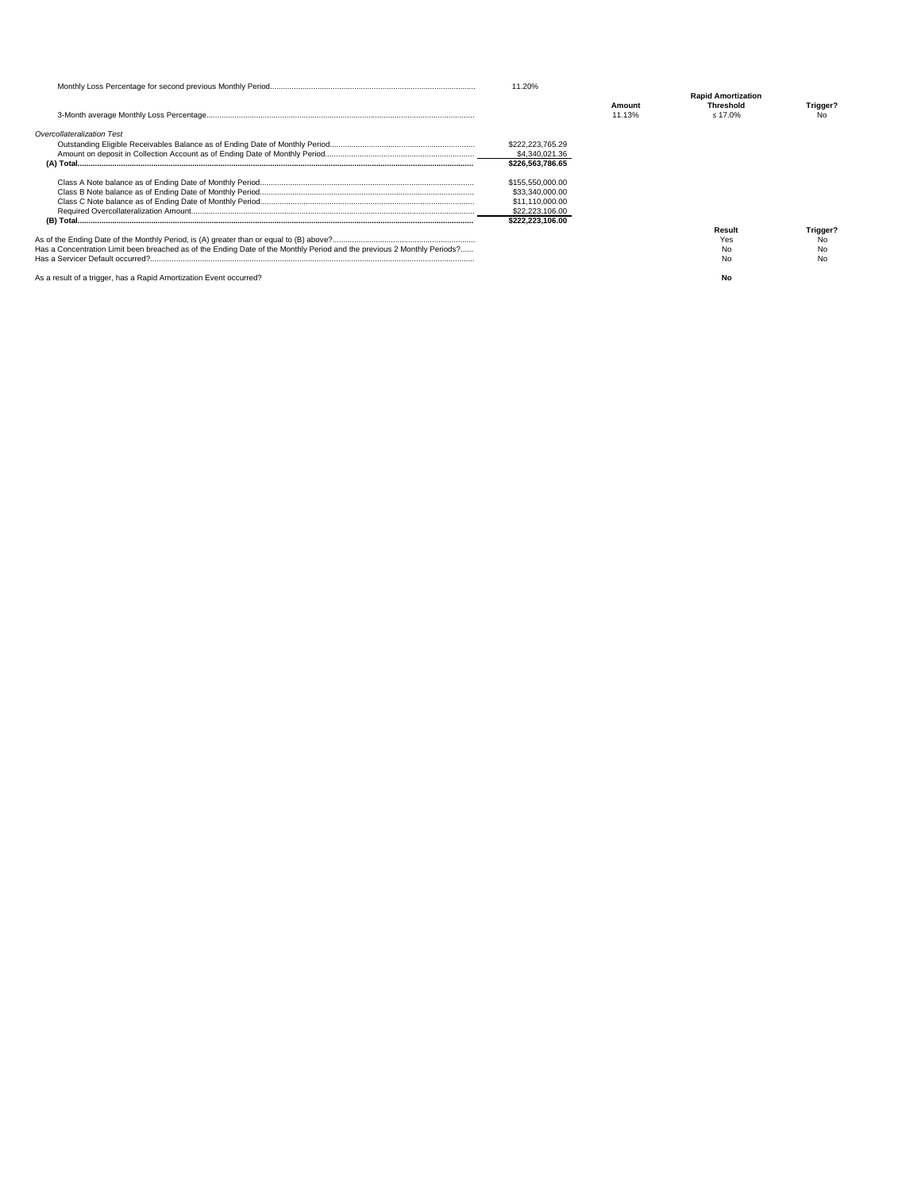| | | | | |
|---|---|---|---|---|
| Monthly Loss Percentage for second previous Monthly Period | 11.20% | | | |
| | | Amount | Rapid Amortization Threshold | Trigger? |
| 3-Month average Monthly Loss Percentage | | 11.13% | ≤ 17.0% | No |

*Overcollateralization Test*

| | |
|---|---|
| Outstanding Eligible Receivables Balance as of Ending Date of Monthly Period | $222,223,765.29 |
| Amount on deposit in Collection Account as of Ending Date of Monthly Period | $4,340,021.36 |
| **(A) Total** | **$226,563,786.65** |
| Class A Note balance as of Ending Date of Monthly Period | $155,550,000.00 |
| Class B Note balance as of Ending Date of Monthly Period | $33,340,000.00 |
| Class C Note balance as of Ending Date of Monthly Period | $11,110,000.00 |
| Required Overcollateralization Amount | $22,223,106.00 |
| **(B) Total** | **$222,223,106.00** |

| | Result | Trigger? |
|---|---|---|
| As of the Ending Date of the Monthly Period, is (A) greater than or equal to (B) above? | Yes | No |
| Has a Concentration Limit been breached as of the Ending Date of the Monthly Period and the previous 2 Monthly Periods? | No | No |
| Has a Servicer Default occurred? | No | No |
| As a result of a trigger, has a Rapid Amortization Event occurred? | **No** | |